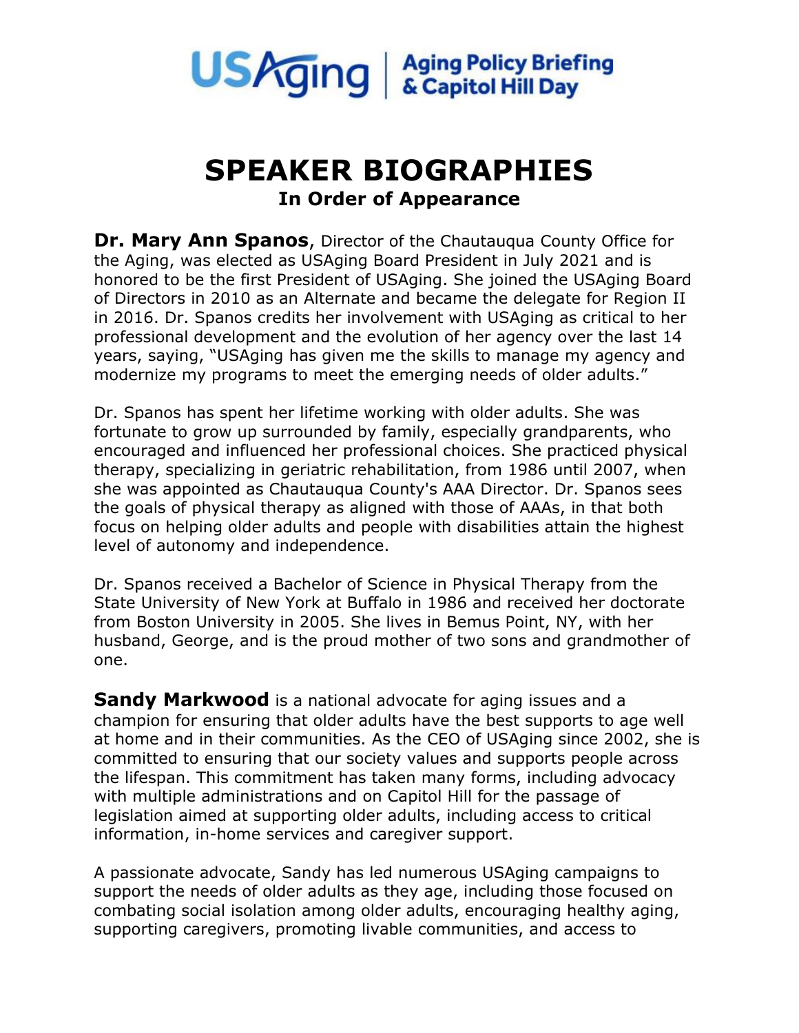USAging | Aging Policy Briefing & Capitol Hill Day

# SPEAKER BIOGRAPHIES

## In Order of Appearance

**Dr. Mary Ann Spanos**, Director of the Chautauqua County Office for the Aging, was elected as USAging Board President in July 2021 and is honored to be the first President of USAging. She joined the USAging Board of Directors in 2010 as an Alternate and became the delegate for Region II in 2016. Dr. Spanos credits her involvement with USAging as critical to her professional development and the evolution of her agency over the last 14 years, saying, "USAging has given me the skills to manage my agency and modernize my programs to meet the emerging needs of older adults."

Dr. Spanos has spent her lifetime working with older adults. She was fortunate to grow up surrounded by family, especially grandparents, who encouraged and influenced her professional choices. She practiced physical therapy, specializing in geriatric rehabilitation, from 1986 until 2007, when she was appointed as Chautauqua County's AAA Director. Dr. Spanos sees the goals of physical therapy as aligned with those of AAAs, in that both focus on helping older adults and people with disabilities attain the highest level of autonomy and independence.

Dr. Spanos received a Bachelor of Science in Physical Therapy from the State University of New York at Buffalo in 1986 and received her doctorate from Boston University in 2005. She lives in Bemus Point, NY, with her husband, George, and is the proud mother of two sons and grandmother of one.

**Sandy Markwood** is a national advocate for aging issues and a champion for ensuring that older adults have the best supports to age well at home and in their communities. As the CEO of USAging since 2002, she is committed to ensuring that our society values and supports people across the lifespan. This commitment has taken many forms, including advocacy with multiple administrations and on Capitol Hill for the passage of legislation aimed at supporting older adults, including access to critical information, in-home services and caregiver support.

A passionate advocate, Sandy has led numerous USAging campaigns to support the needs of older adults as they age, including those focused on combating social isolation among older adults, encouraging healthy aging, supporting caregivers, promoting livable communities, and access to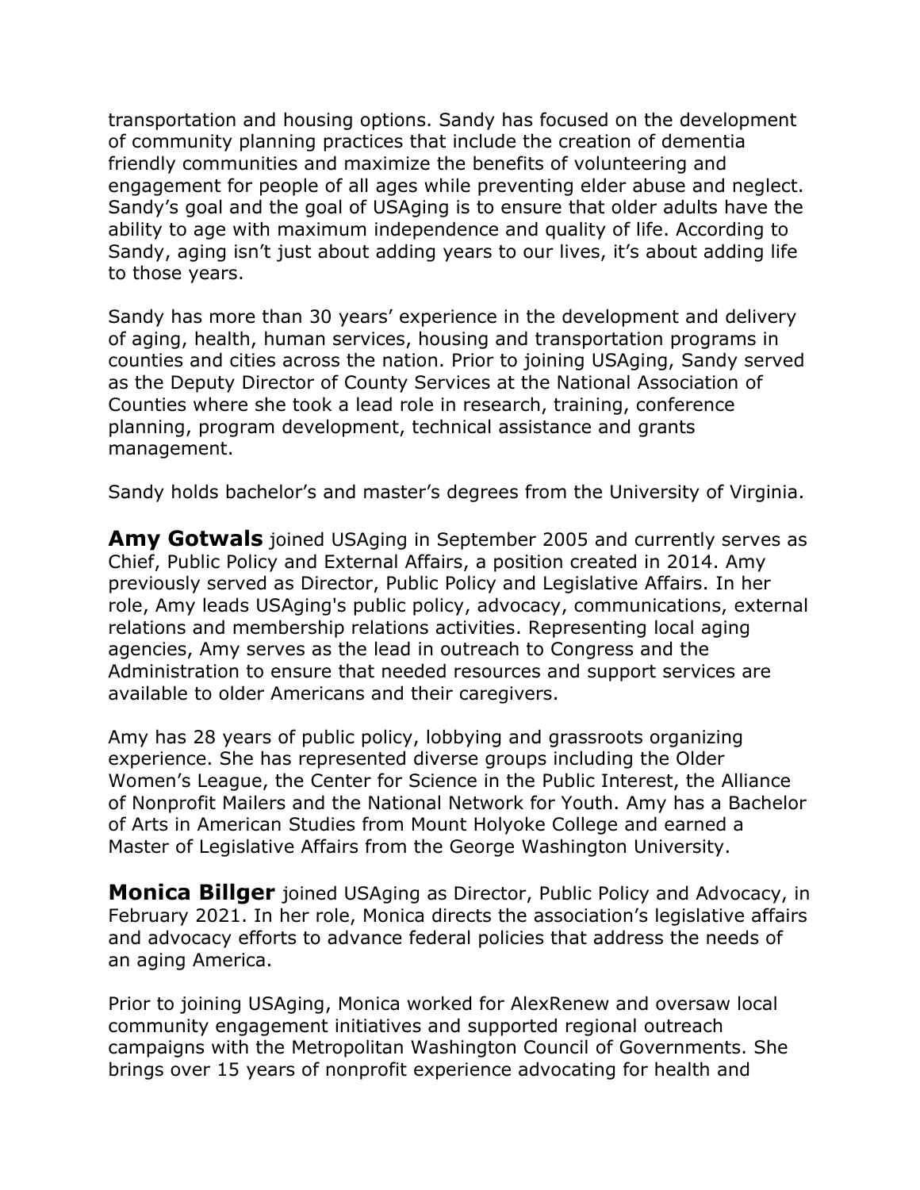transportation and housing options. Sandy has focused on the development of community planning practices that include the creation of dementia friendly communities and maximize the benefits of volunteering and engagement for people of all ages while preventing elder abuse and neglect. Sandy's goal and the goal of USAging is to ensure that older adults have the ability to age with maximum independence and quality of life. According to Sandy, aging isn't just about adding years to our lives, it's about adding life to those years.

Sandy has more than 30 years' experience in the development and delivery of aging, health, human services, housing and transportation programs in counties and cities across the nation. Prior to joining USAging, Sandy served as the Deputy Director of County Services at the National Association of Counties where she took a lead role in research, training, conference planning, program development, technical assistance and grants management.

Sandy holds bachelor's and master's degrees from the University of Virginia.

**Amy Gotwals** joined USAging in September 2005 and currently serves as Chief, Public Policy and External Affairs, a position created in 2014. Amy previously served as Director, Public Policy and Legislative Affairs. In her role, Amy leads USAging's public policy, advocacy, communications, external relations and membership relations activities. Representing local aging agencies, Amy serves as the lead in outreach to Congress and the Administration to ensure that needed resources and support services are available to older Americans and their caregivers.

Amy has 28 years of public policy, lobbying and grassroots organizing experience. She has represented diverse groups including the Older Women's League, the Center for Science in the Public Interest, the Alliance of Nonprofit Mailers and the National Network for Youth. Amy has a Bachelor of Arts in American Studies from Mount Holyoke College and earned a Master of Legislative Affairs from the George Washington University.

**Monica Billger** joined USAging as Director, Public Policy and Advocacy, in February 2021. In her role, Monica directs the association's legislative affairs and advocacy efforts to advance federal policies that address the needs of an aging America.

Prior to joining USAging, Monica worked for AlexRenew and oversaw local community engagement initiatives and supported regional outreach campaigns with the Metropolitan Washington Council of Governments. She brings over 15 years of nonprofit experience advocating for health and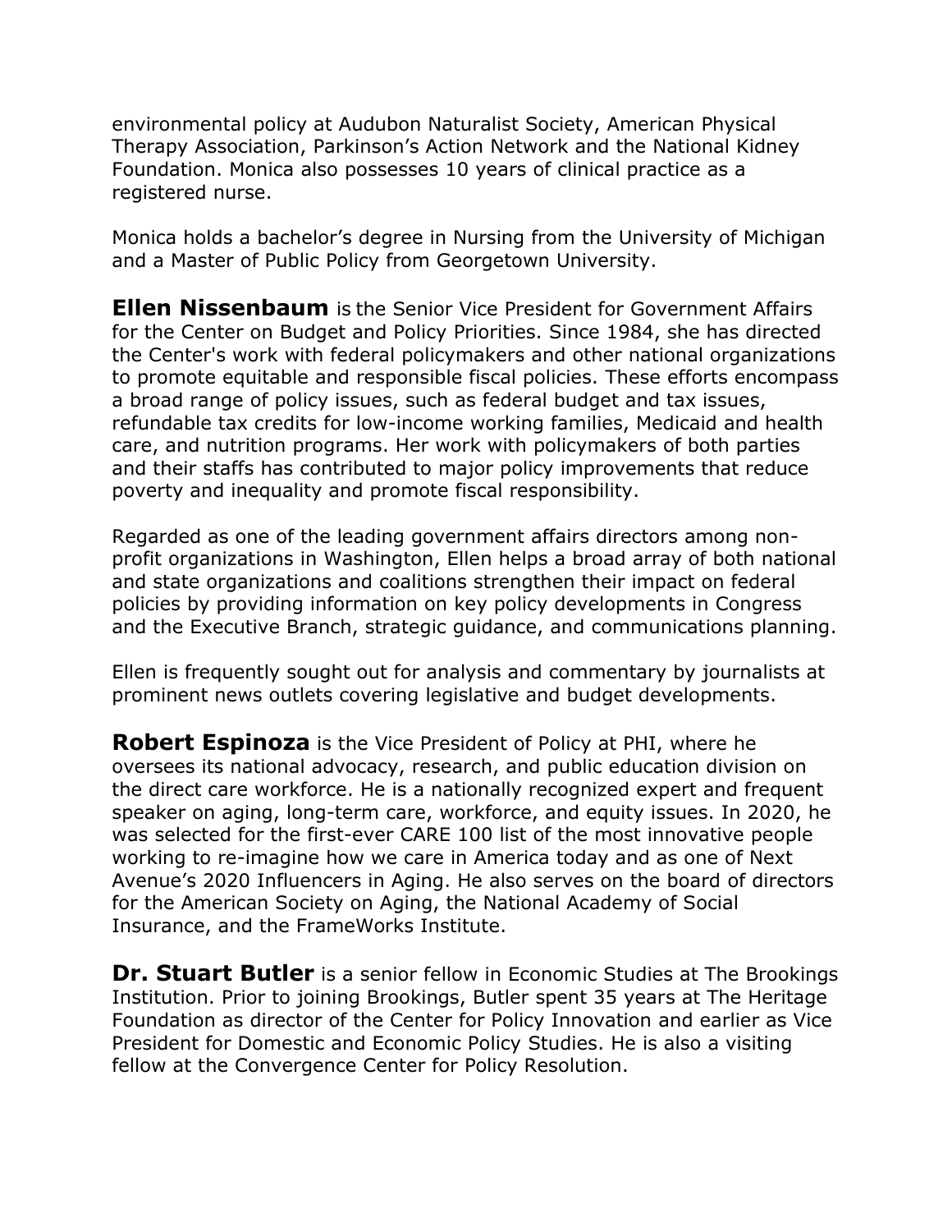environmental policy at Audubon Naturalist Society, American Physical Therapy Association, Parkinson's Action Network and the National Kidney Foundation. Monica also possesses 10 years of clinical practice as a registered nurse.

Monica holds a bachelor's degree in Nursing from the University of Michigan and a Master of Public Policy from Georgetown University.

**Ellen Nissenbaum** is the Senior Vice President for Government Affairs for the Center on Budget and Policy Priorities. Since 1984, she has directed the Center's work with federal policymakers and other national organizations to promote equitable and responsible fiscal policies. These efforts encompass a broad range of policy issues, such as federal budget and tax issues, refundable tax credits for low-income working families, Medicaid and health care, and nutrition programs. Her work with policymakers of both parties and their staffs has contributed to major policy improvements that reduce poverty and inequality and promote fiscal responsibility.

Regarded as one of the leading government affairs directors among non-profit organizations in Washington, Ellen helps a broad array of both national and state organizations and coalitions strengthen their impact on federal policies by providing information on key policy developments in Congress and the Executive Branch, strategic guidance, and communications planning.

Ellen is frequently sought out for analysis and commentary by journalists at prominent news outlets covering legislative and budget developments.

**Robert Espinoza** is the Vice President of Policy at PHI, where he oversees its national advocacy, research, and public education division on the direct care workforce. He is a nationally recognized expert and frequent speaker on aging, long-term care, workforce, and equity issues. In 2020, he was selected for the first-ever CARE 100 list of the most innovative people working to re-imagine how we care in America today and as one of Next Avenue's 2020 Influencers in Aging. He also serves on the board of directors for the American Society on Aging, the National Academy of Social Insurance, and the FrameWorks Institute.

**Dr. Stuart Butler** is a senior fellow in Economic Studies at The Brookings Institution. Prior to joining Brookings, Butler spent 35 years at The Heritage Foundation as director of the Center for Policy Innovation and earlier as Vice President for Domestic and Economic Policy Studies. He is also a visiting fellow at the Convergence Center for Policy Resolution.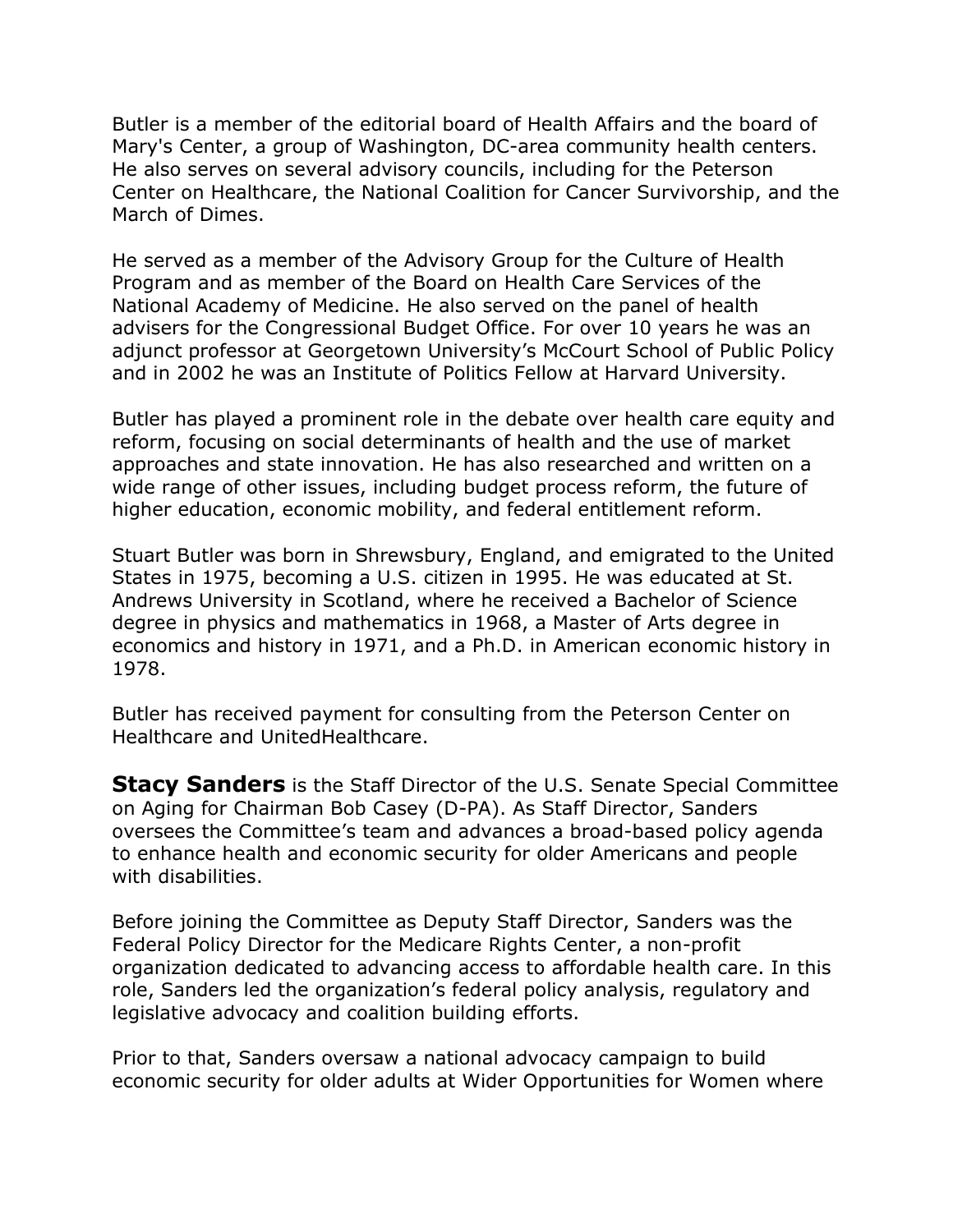Butler is a member of the editorial board of Health Affairs and the board of Mary's Center, a group of Washington, DC-area community health centers. He also serves on several advisory councils, including for the Peterson Center on Healthcare, the National Coalition for Cancer Survivorship, and the March of Dimes.

He served as a member of the Advisory Group for the Culture of Health Program and as member of the Board on Health Care Services of the National Academy of Medicine. He also served on the panel of health advisers for the Congressional Budget Office. For over 10 years he was an adjunct professor at Georgetown University's McCourt School of Public Policy and in 2002 he was an Institute of Politics Fellow at Harvard University.

Butler has played a prominent role in the debate over health care equity and reform, focusing on social determinants of health and the use of market approaches and state innovation. He has also researched and written on a wide range of other issues, including budget process reform, the future of higher education, economic mobility, and federal entitlement reform.

Stuart Butler was born in Shrewsbury, England, and emigrated to the United States in 1975, becoming a U.S. citizen in 1995. He was educated at St. Andrews University in Scotland, where he received a Bachelor of Science degree in physics and mathematics in 1968, a Master of Arts degree in economics and history in 1971, and a Ph.D. in American economic history in 1978.

Butler has received payment for consulting from the Peterson Center on Healthcare and UnitedHealthcare.

**Stacy Sanders** is the Staff Director of the U.S. Senate Special Committee on Aging for Chairman Bob Casey (D-PA). As Staff Director, Sanders oversees the Committee's team and advances a broad-based policy agenda to enhance health and economic security for older Americans and people with disabilities.

Before joining the Committee as Deputy Staff Director, Sanders was the Federal Policy Director for the Medicare Rights Center, a non-profit organization dedicated to advancing access to affordable health care. In this role, Sanders led the organization's federal policy analysis, regulatory and legislative advocacy and coalition building efforts.

Prior to that, Sanders oversaw a national advocacy campaign to build economic security for older adults at Wider Opportunities for Women where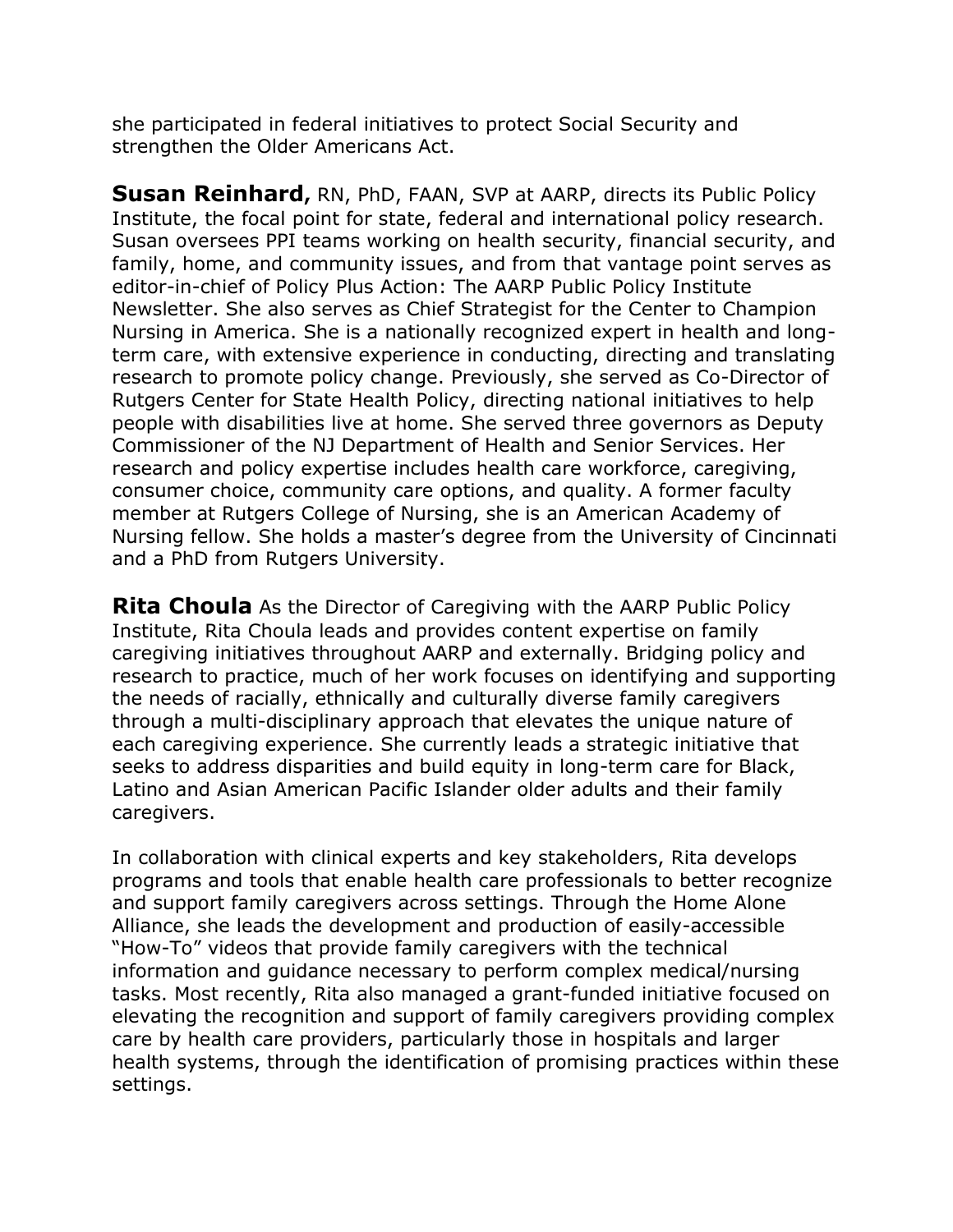she participated in federal initiatives to protect Social Security and strengthen the Older Americans Act.

**Susan Reinhard,** RN, PhD, FAAN, SVP at AARP, directs its Public Policy Institute, the focal point for state, federal and international policy research. Susan oversees PPI teams working on health security, financial security, and family, home, and community issues, and from that vantage point serves as editor-in-chief of Policy Plus Action: The AARP Public Policy Institute Newsletter. She also serves as Chief Strategist for the Center to Champion Nursing in America. She is a nationally recognized expert in health and long-term care, with extensive experience in conducting, directing and translating research to promote policy change. Previously, she served as Co-Director of Rutgers Center for State Health Policy, directing national initiatives to help people with disabilities live at home. She served three governors as Deputy Commissioner of the NJ Department of Health and Senior Services. Her research and policy expertise includes health care workforce, caregiving, consumer choice, community care options, and quality. A former faculty member at Rutgers College of Nursing, she is an American Academy of Nursing fellow. She holds a master's degree from the University of Cincinnati and a PhD from Rutgers University.

**Rita Choula** As the Director of Caregiving with the AARP Public Policy Institute, Rita Choula leads and provides content expertise on family caregiving initiatives throughout AARP and externally. Bridging policy and research to practice, much of her work focuses on identifying and supporting the needs of racially, ethnically and culturally diverse family caregivers through a multi-disciplinary approach that elevates the unique nature of each caregiving experience. She currently leads a strategic initiative that seeks to address disparities and build equity in long-term care for Black, Latino and Asian American Pacific Islander older adults and their family caregivers.

In collaboration with clinical experts and key stakeholders, Rita develops programs and tools that enable health care professionals to better recognize and support family caregivers across settings. Through the Home Alone Alliance, she leads the development and production of easily-accessible "How-To" videos that provide family caregivers with the technical information and guidance necessary to perform complex medical/nursing tasks. Most recently, Rita also managed a grant-funded initiative focused on elevating the recognition and support of family caregivers providing complex care by health care providers, particularly those in hospitals and larger health systems, through the identification of promising practices within these settings.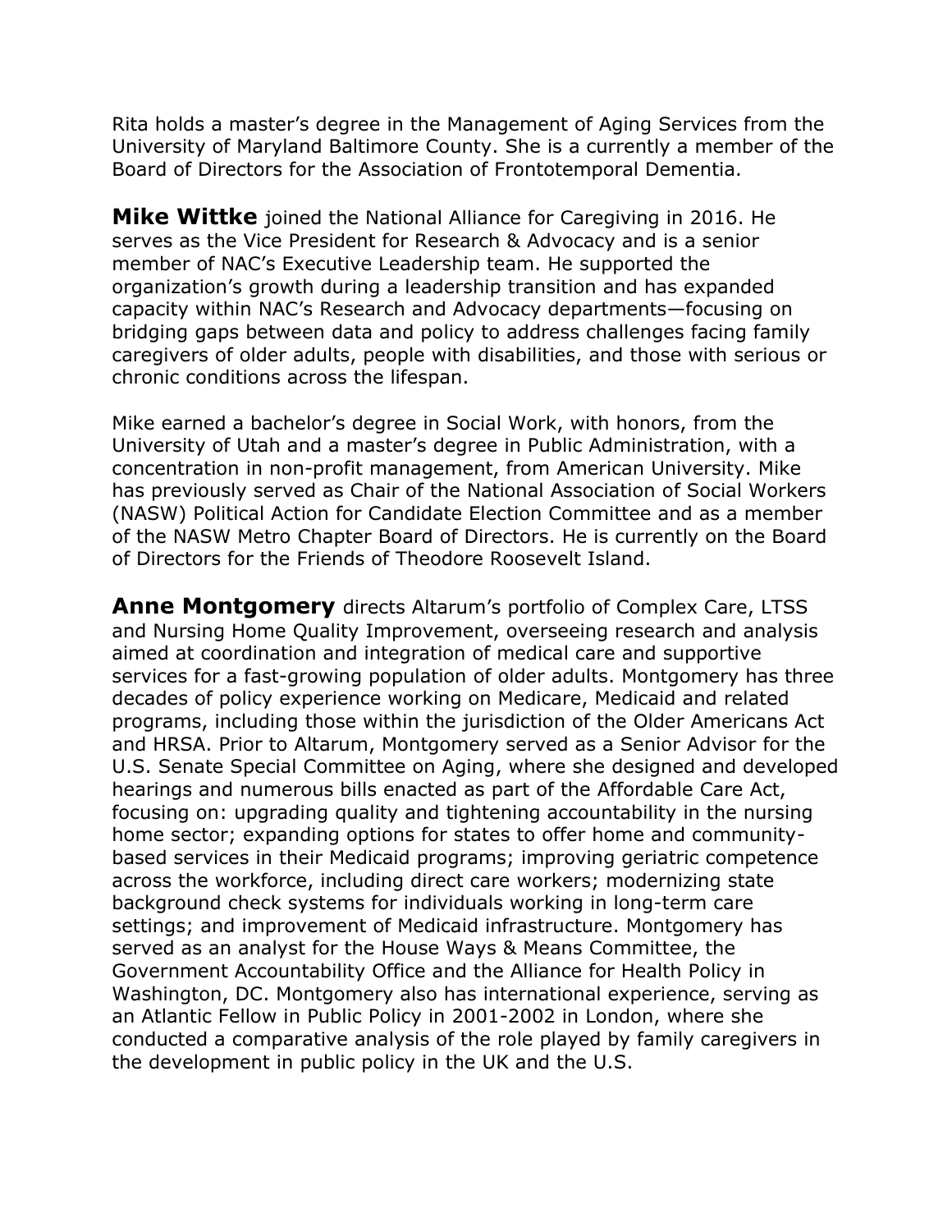Rita holds a master's degree in the Management of Aging Services from the University of Maryland Baltimore County. She is a currently a member of the Board of Directors for the Association of Frontotemporal Dementia.

**Mike Wittke** joined the National Alliance for Caregiving in 2016. He serves as the Vice President for Research & Advocacy and is a senior member of NAC's Executive Leadership team. He supported the organization's growth during a leadership transition and has expanded capacity within NAC's Research and Advocacy departments—focusing on bridging gaps between data and policy to address challenges facing family caregivers of older adults, people with disabilities, and those with serious or chronic conditions across the lifespan.

Mike earned a bachelor's degree in Social Work, with honors, from the University of Utah and a master's degree in Public Administration, with a concentration in non-profit management, from American University. Mike has previously served as Chair of the National Association of Social Workers (NASW) Political Action for Candidate Election Committee and as a member of the NASW Metro Chapter Board of Directors. He is currently on the Board of Directors for the Friends of Theodore Roosevelt Island.

**Anne Montgomery** directs Altarum's portfolio of Complex Care, LTSS and Nursing Home Quality Improvement, overseeing research and analysis aimed at coordination and integration of medical care and supportive services for a fast-growing population of older adults. Montgomery has three decades of policy experience working on Medicare, Medicaid and related programs, including those within the jurisdiction of the Older Americans Act and HRSA. Prior to Altarum, Montgomery served as a Senior Advisor for the U.S. Senate Special Committee on Aging, where she designed and developed hearings and numerous bills enacted as part of the Affordable Care Act, focusing on: upgrading quality and tightening accountability in the nursing home sector; expanding options for states to offer home and community-based services in their Medicaid programs; improving geriatric competence across the workforce, including direct care workers; modernizing state background check systems for individuals working in long-term care settings; and improvement of Medicaid infrastructure. Montgomery has served as an analyst for the House Ways & Means Committee, the Government Accountability Office and the Alliance for Health Policy in Washington, DC. Montgomery also has international experience, serving as an Atlantic Fellow in Public Policy in 2001-2002 in London, where she conducted a comparative analysis of the role played by family caregivers in the development in public policy in the UK and the U.S.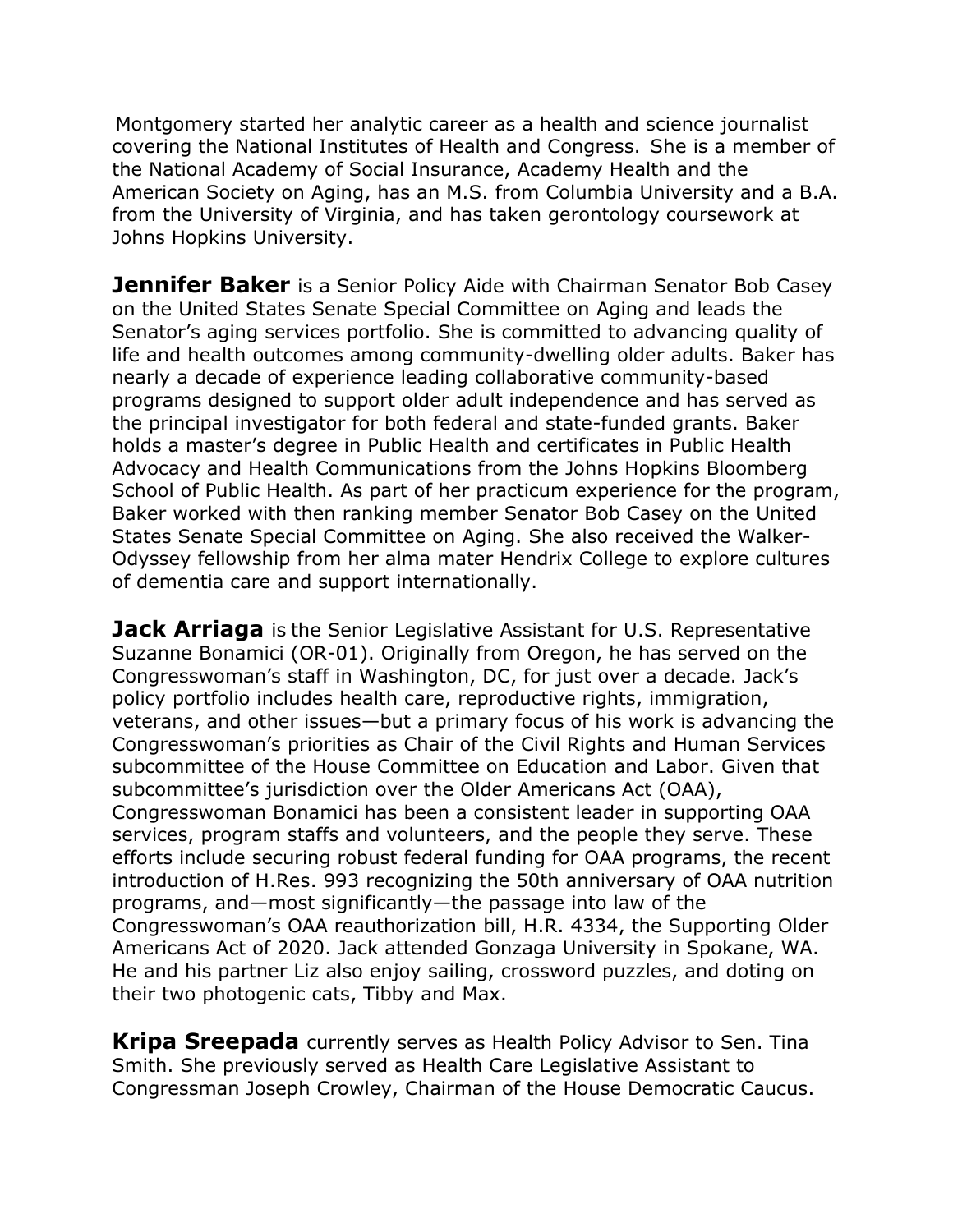Montgomery started her analytic career as a health and science journalist covering the National Institutes of Health and Congress. She is a member of the National Academy of Social Insurance, Academy Health and the American Society on Aging, has an M.S. from Columbia University and a B.A. from the University of Virginia, and has taken gerontology coursework at Johns Hopkins University.

**Jennifer Baker** is a Senior Policy Aide with Chairman Senator Bob Casey on the United States Senate Special Committee on Aging and leads the Senator's aging services portfolio. She is committed to advancing quality of life and health outcomes among community-dwelling older adults. Baker has nearly a decade of experience leading collaborative community-based programs designed to support older adult independence and has served as the principal investigator for both federal and state-funded grants. Baker holds a master's degree in Public Health and certificates in Public Health Advocacy and Health Communications from the Johns Hopkins Bloomberg School of Public Health. As part of her practicum experience for the program, Baker worked with then ranking member Senator Bob Casey on the United States Senate Special Committee on Aging. She also received the Walker-Odyssey fellowship from her alma mater Hendrix College to explore cultures of dementia care and support internationally.

**Jack Arriaga** is the Senior Legislative Assistant for U.S. Representative Suzanne Bonamici (OR-01). Originally from Oregon, he has served on the Congresswoman's staff in Washington, DC, for just over a decade. Jack's policy portfolio includes health care, reproductive rights, immigration, veterans, and other issues—but a primary focus of his work is advancing the Congresswoman's priorities as Chair of the Civil Rights and Human Services subcommittee of the House Committee on Education and Labor. Given that subcommittee's jurisdiction over the Older Americans Act (OAA), Congresswoman Bonamici has been a consistent leader in supporting OAA services, program staffs and volunteers, and the people they serve. These efforts include securing robust federal funding for OAA programs, the recent introduction of H.Res. 993 recognizing the 50th anniversary of OAA nutrition programs, and—most significantly—the passage into law of the Congresswoman's OAA reauthorization bill, H.R. 4334, the Supporting Older Americans Act of 2020. Jack attended Gonzaga University in Spokane, WA. He and his partner Liz also enjoy sailing, crossword puzzles, and doting on their two photogenic cats, Tibby and Max.

**Kripa Sreepada** currently serves as Health Policy Advisor to Sen. Tina Smith. She previously served as Health Care Legislative Assistant to Congressman Joseph Crowley, Chairman of the House Democratic Caucus.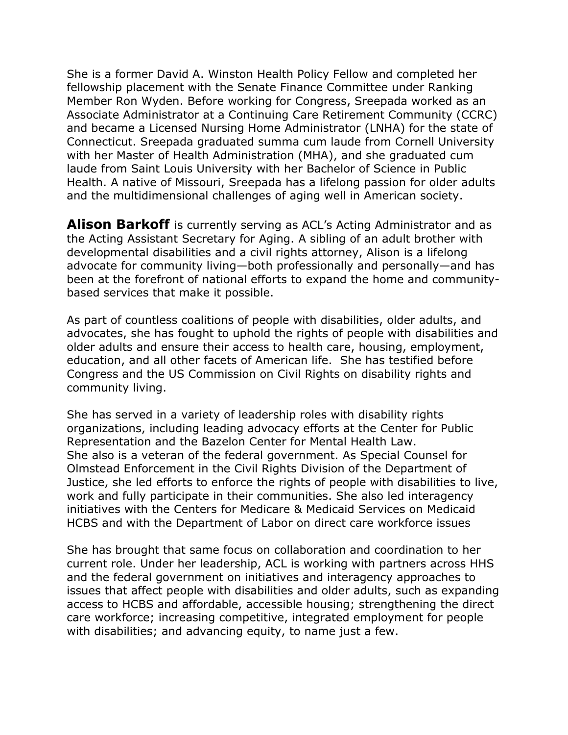She is a former David A. Winston Health Policy Fellow and completed her fellowship placement with the Senate Finance Committee under Ranking Member Ron Wyden. Before working for Congress, Sreepada worked as an Associate Administrator at a Continuing Care Retirement Community (CCRC) and became a Licensed Nursing Home Administrator (LNHA) for the state of Connecticut. Sreepada graduated summa cum laude from Cornell University with her Master of Health Administration (MHA), and she graduated cum laude from Saint Louis University with her Bachelor of Science in Public Health. A native of Missouri, Sreepada has a lifelong passion for older adults and the multidimensional challenges of aging well in American society.

**Alison Barkoff** is currently serving as ACL's Acting Administrator and as the Acting Assistant Secretary for Aging. A sibling of an adult brother with developmental disabilities and a civil rights attorney, Alison is a lifelong advocate for community living—both professionally and personally—and has been at the forefront of national efforts to expand the home and community-based services that make it possible.

As part of countless coalitions of people with disabilities, older adults, and advocates, she has fought to uphold the rights of people with disabilities and older adults and ensure their access to health care, housing, employment, education, and all other facets of American life. She has testified before Congress and the US Commission on Civil Rights on disability rights and community living.

She has served in a variety of leadership roles with disability rights organizations, including leading advocacy efforts at the Center for Public Representation and the Bazelon Center for Mental Health Law.
She also is a veteran of the federal government. As Special Counsel for Olmstead Enforcement in the Civil Rights Division of the Department of Justice, she led efforts to enforce the rights of people with disabilities to live, work and fully participate in their communities. She also led interagency initiatives with the Centers for Medicare & Medicaid Services on Medicaid HCBS and with the Department of Labor on direct care workforce issues

She has brought that same focus on collaboration and coordination to her current role. Under her leadership, ACL is working with partners across HHS and the federal government on initiatives and interagency approaches to issues that affect people with disabilities and older adults, such as expanding access to HCBS and affordable, accessible housing; strengthening the direct care workforce; increasing competitive, integrated employment for people with disabilities; and advancing equity, to name just a few.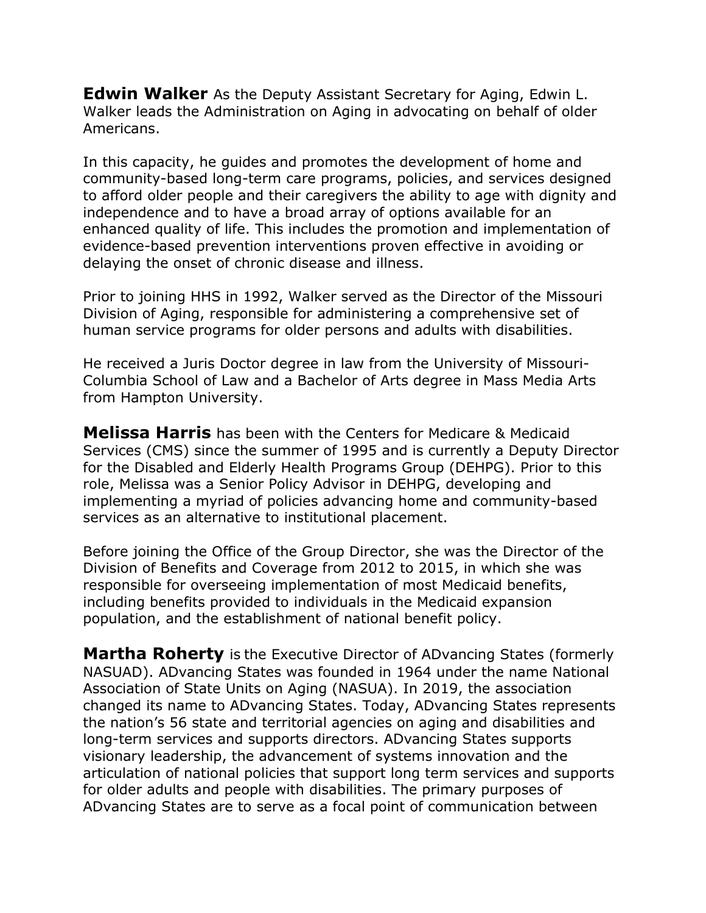**Edwin Walker** As the Deputy Assistant Secretary for Aging, Edwin L. Walker leads the Administration on Aging in advocating on behalf of older Americans.

In this capacity, he guides and promotes the development of home and community-based long-term care programs, policies, and services designed to afford older people and their caregivers the ability to age with dignity and independence and to have a broad array of options available for an enhanced quality of life. This includes the promotion and implementation of evidence-based prevention interventions proven effective in avoiding or delaying the onset of chronic disease and illness.

Prior to joining HHS in 1992, Walker served as the Director of the Missouri Division of Aging, responsible for administering a comprehensive set of human service programs for older persons and adults with disabilities.

He received a Juris Doctor degree in law from the University of Missouri-Columbia School of Law and a Bachelor of Arts degree in Mass Media Arts from Hampton University.

**Melissa Harris** has been with the Centers for Medicare & Medicaid Services (CMS) since the summer of 1995 and is currently a Deputy Director for the Disabled and Elderly Health Programs Group (DEHPG). Prior to this role, Melissa was a Senior Policy Advisor in DEHPG, developing and implementing a myriad of policies advancing home and community-based services as an alternative to institutional placement.

Before joining the Office of the Group Director, she was the Director of the Division of Benefits and Coverage from 2012 to 2015, in which she was responsible for overseeing implementation of most Medicaid benefits, including benefits provided to individuals in the Medicaid expansion population, and the establishment of national benefit policy.

**Martha Roherty** is the Executive Director of ADvancing States (formerly NASUAD). ADvancing States was founded in 1964 under the name National Association of State Units on Aging (NASUA). In 2019, the association changed its name to ADvancing States. Today, ADvancing States represents the nation's 56 state and territorial agencies on aging and disabilities and long-term services and supports directors. ADvancing States supports visionary leadership, the advancement of systems innovation and the articulation of national policies that support long term services and supports for older adults and people with disabilities. The primary purposes of ADvancing States are to serve as a focal point of communication between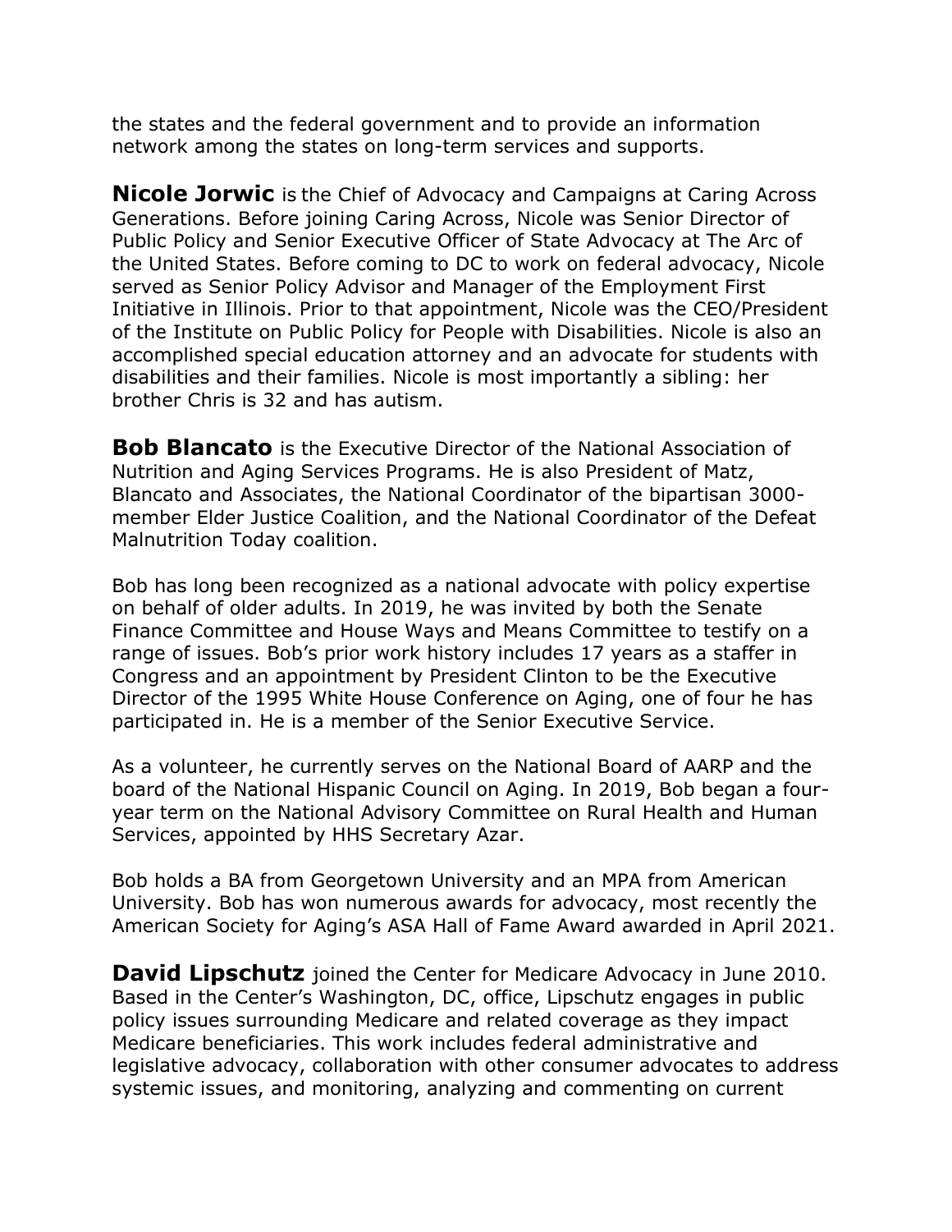the states and the federal government and to provide an information network among the states on long-term services and supports.

**Nicole Jorwic** is the Chief of Advocacy and Campaigns at Caring Across Generations. Before joining Caring Across, Nicole was Senior Director of Public Policy and Senior Executive Officer of State Advocacy at The Arc of the United States. Before coming to DC to work on federal advocacy, Nicole served as Senior Policy Advisor and Manager of the Employment First Initiative in Illinois. Prior to that appointment, Nicole was the CEO/President of the Institute on Public Policy for People with Disabilities. Nicole is also an accomplished special education attorney and an advocate for students with disabilities and their families. Nicole is most importantly a sibling: her brother Chris is 32 and has autism.

**Bob Blancato** is the Executive Director of the National Association of Nutrition and Aging Services Programs. He is also President of Matz, Blancato and Associates, the National Coordinator of the bipartisan 3000-member Elder Justice Coalition, and the National Coordinator of the Defeat Malnutrition Today coalition.

Bob has long been recognized as a national advocate with policy expertise on behalf of older adults. In 2019, he was invited by both the Senate Finance Committee and House Ways and Means Committee to testify on a range of issues. Bob's prior work history includes 17 years as a staffer in Congress and an appointment by President Clinton to be the Executive Director of the 1995 White House Conference on Aging, one of four he has participated in. He is a member of the Senior Executive Service.

As a volunteer, he currently serves on the National Board of AARP and the board of the National Hispanic Council on Aging. In 2019, Bob began a four-year term on the National Advisory Committee on Rural Health and Human Services, appointed by HHS Secretary Azar.

Bob holds a BA from Georgetown University and an MPA from American University. Bob has won numerous awards for advocacy, most recently the American Society for Aging's ASA Hall of Fame Award awarded in April 2021.

**David Lipschutz** joined the Center for Medicare Advocacy in June 2010. Based in the Center's Washington, DC, office, Lipschutz engages in public policy issues surrounding Medicare and related coverage as they impact Medicare beneficiaries. This work includes federal administrative and legislative advocacy, collaboration with other consumer advocates to address systemic issues, and monitoring, analyzing and commenting on current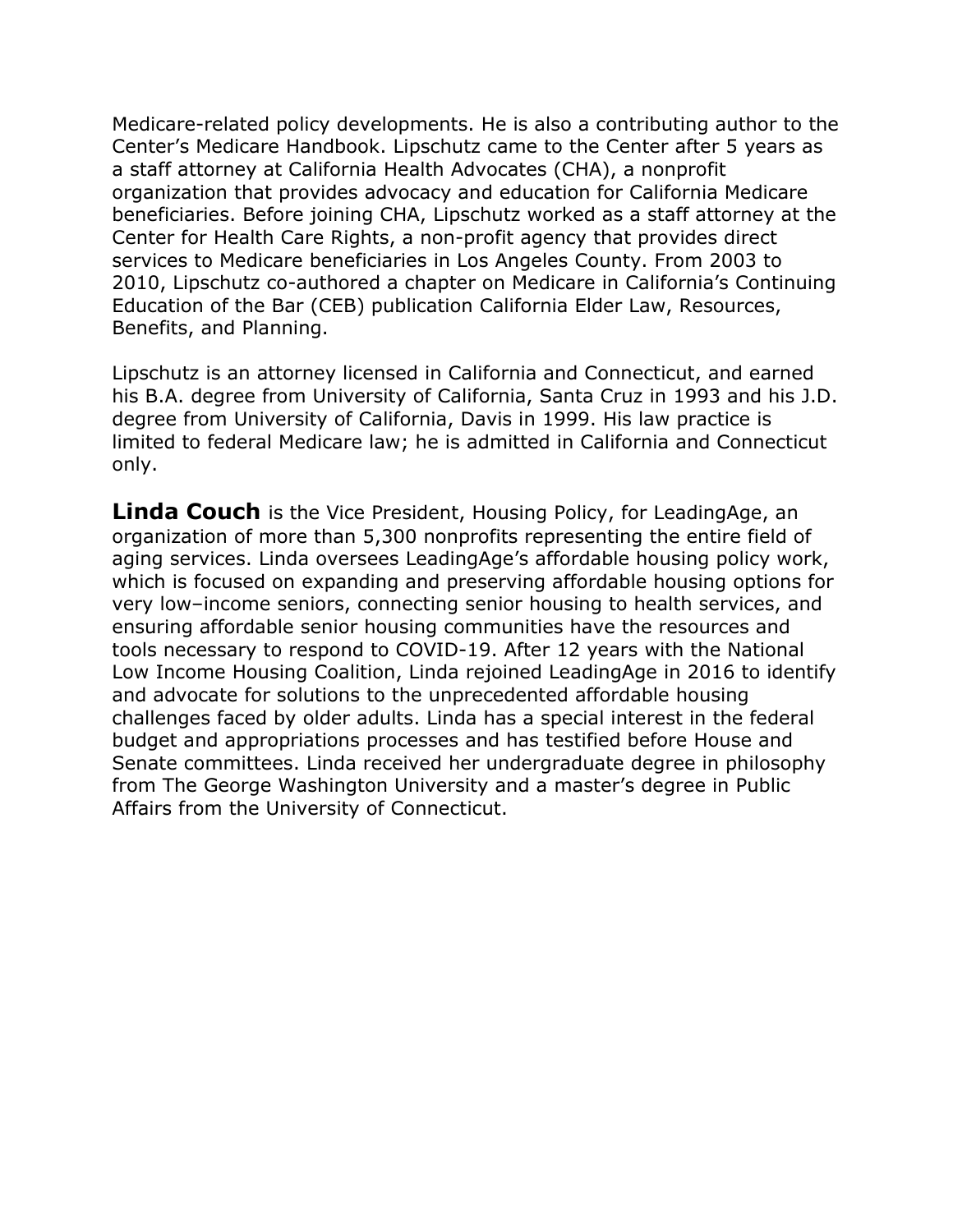Medicare-related policy developments. He is also a contributing author to the Center's Medicare Handbook. Lipschutz came to the Center after 5 years as a staff attorney at California Health Advocates (CHA), a nonprofit organization that provides advocacy and education for California Medicare beneficiaries. Before joining CHA, Lipschutz worked as a staff attorney at the Center for Health Care Rights, a non-profit agency that provides direct services to Medicare beneficiaries in Los Angeles County. From 2003 to 2010, Lipschutz co-authored a chapter on Medicare in California's Continuing Education of the Bar (CEB) publication California Elder Law, Resources, Benefits, and Planning.

Lipschutz is an attorney licensed in California and Connecticut, and earned his B.A. degree from University of California, Santa Cruz in 1993 and his J.D. degree from University of California, Davis in 1999. His law practice is limited to federal Medicare law; he is admitted in California and Connecticut only.

**Linda Couch** is the Vice President, Housing Policy, for LeadingAge, an organization of more than 5,300 nonprofits representing the entire field of aging services. Linda oversees LeadingAge's affordable housing policy work, which is focused on expanding and preserving affordable housing options for very low–income seniors, connecting senior housing to health services, and ensuring affordable senior housing communities have the resources and tools necessary to respond to COVID-19. After 12 years with the National Low Income Housing Coalition, Linda rejoined LeadingAge in 2016 to identify and advocate for solutions to the unprecedented affordable housing challenges faced by older adults. Linda has a special interest in the federal budget and appropriations processes and has testified before House and Senate committees. Linda received her undergraduate degree in philosophy from The George Washington University and a master's degree in Public Affairs from the University of Connecticut.